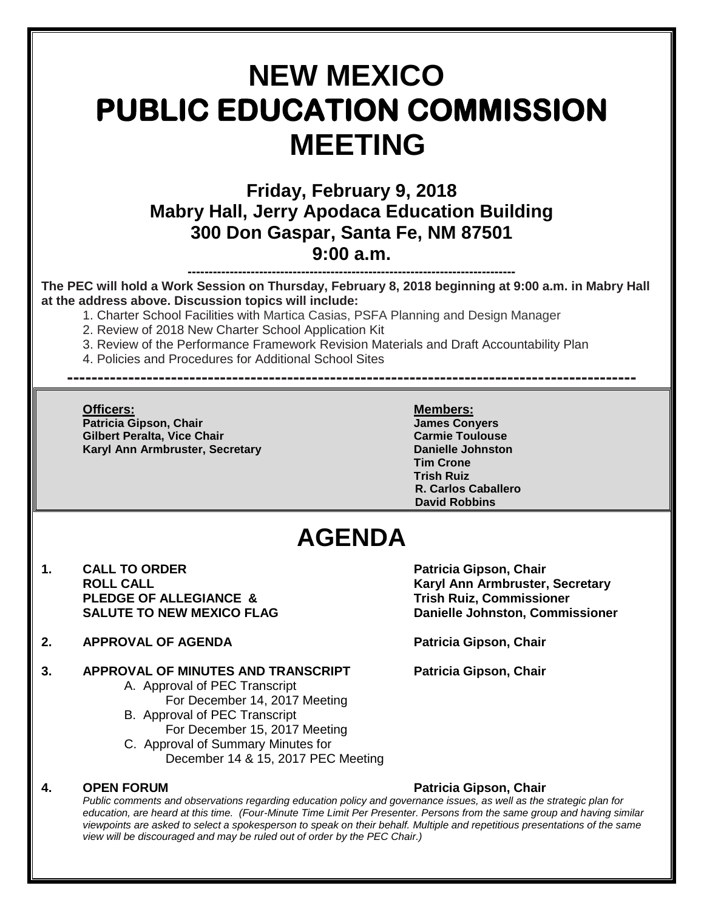# NEW MEXICO
# PUBLIC EDUCATION COMMISSION
# MEETING

## Friday, February 9, 2018
## Mabry Hall, Jerry Apodaca Education Building
## 300 Don Gaspar, Santa Fe, NM 87501
## 9:00 a.m.

---

**The PEC will hold a Work Session on Thursday, February 8, 2018 beginning at 9:00 a.m. in Mabry Hall at the address above. Discussion topics will include:**

1. Charter School Facilities with Martica Casias, PSFA Planning and Design Manager
2. Review of 2018 New Charter School Application Kit
3. Review of the Performance Framework Revision Materials and Draft Accountability Plan
4. Policies and Procedures for Additional School Sites

---

**Officers:**
**Patricia Gipson, Chair**
**Gilbert Peralta, Vice Chair**
**Karyl Ann Armbruster, Secretary**

**Members:**
**James Conyers**
**Carmie Toulouse**
**Danielle Johnston**
**Tim Crone**
**Trish Ruiz**
**R. Carlos Caballero**
**David Robbins**

# AGENDA

**1. CALL TO ORDER** — **Patricia Gipson, Chair**
**ROLL CALL** — **Karyl Ann Armbruster, Secretary**
**PLEDGE OF ALLEGIANCE &** — **Trish Ruiz, Commissioner**
**SALUTE TO NEW MEXICO FLAG** — **Danielle Johnston, Commissioner**

**2. APPROVAL OF AGENDA** — **Patricia Gipson, Chair**

**3. APPROVAL OF MINUTES AND TRANSCRIPT** — **Patricia Gipson, Chair**

A. Approval of PEC Transcript
For December 14, 2017 Meeting

B. Approval of PEC Transcript
For December 15, 2017 Meeting

C. Approval of Summary Minutes for
December 14 & 15, 2017 PEC Meeting

**4. OPEN FORUM** — **Patricia Gipson, Chair**

*Public comments and observations regarding education policy and governance issues, as well as the strategic plan for education, are heard at this time. (Four-Minute Time Limit Per Presenter. Persons from the same group and having similar viewpoints are asked to select a spokesperson to speak on their behalf. Multiple and repetitious presentations of the same view will be discouraged and may be ruled out of order by the PEC Chair.)*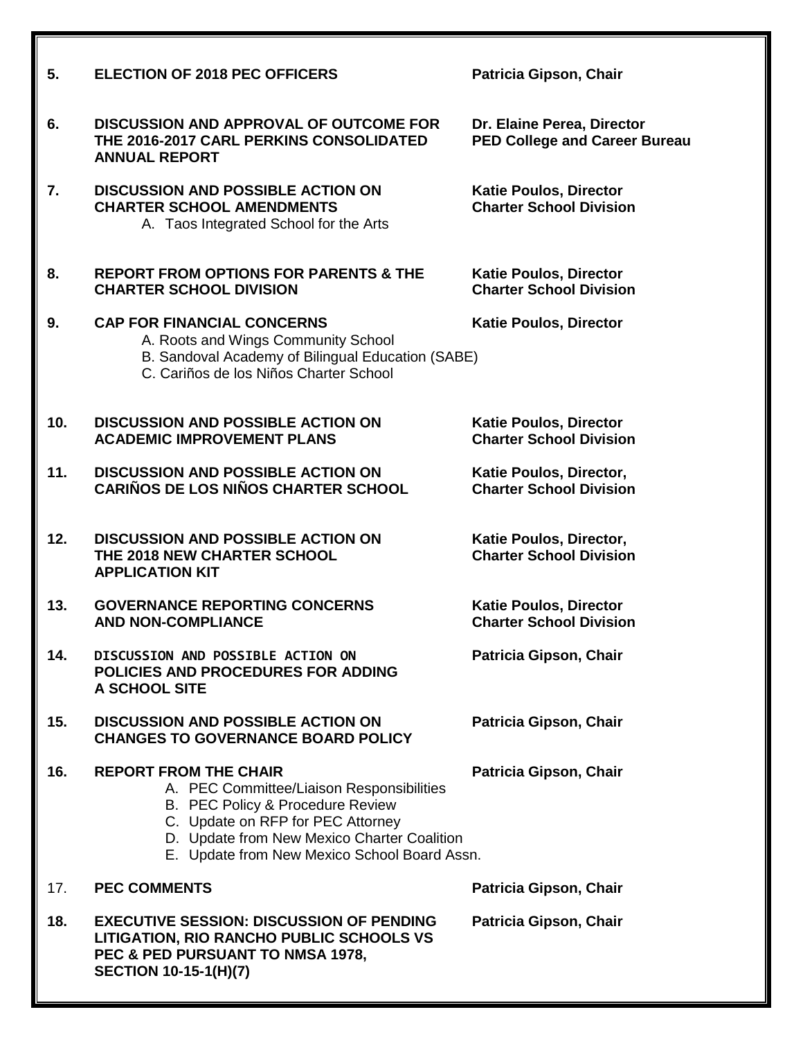| | | |
|---|---|---|
| **5.** | **ELECTION OF 2018 PEC OFFICERS** | **Patricia Gipson, Chair** |
| **6.** | **DISCUSSION AND APPROVAL OF OUTCOME FOR THE 2016-2017 CARL PERKINS CONSOLIDATED ANNUAL REPORT** | **Dr. Elaine Perea, Director PED College and Career Bureau** |
| **7.** | **DISCUSSION AND POSSIBLE ACTION ON CHARTER SCHOOL AMENDMENTS**<br>A. Taos Integrated School for the Arts | **Katie Poulos, Director Charter School Division** |
| **8.** | **REPORT FROM OPTIONS FOR PARENTS & THE CHARTER SCHOOL DIVISION** | **Katie Poulos, Director Charter School Division** |
| **9.** | **CAP FOR FINANCIAL CONCERNS**<br>A. Roots and Wings Community School<br>B. Sandoval Academy of Bilingual Education (SABE)<br>C. Cariños de los Niños Charter School | **Katie Poulos, Director** |
| **10.** | **DISCUSSION AND POSSIBLE ACTION ON ACADEMIC IMPROVEMENT PLANS** | **Katie Poulos, Director Charter School Division** |
| **11.** | **DISCUSSION AND POSSIBLE ACTION ON CARIÑOS DE LOS NIÑOS CHARTER SCHOOL** | **Katie Poulos, Director, Charter School Division** |
| **12.** | **DISCUSSION AND POSSIBLE ACTION ON THE 2018 NEW CHARTER SCHOOL APPLICATION KIT** | **Katie Poulos, Director, Charter School Division** |
| **13.** | **GOVERNANCE REPORTING CONCERNS AND NON-COMPLIANCE** | **Katie Poulos, Director Charter School Division** |
| **14.** | **DISCUSSION AND POSSIBLE ACTION ON POLICIES AND PROCEDURES FOR ADDING A SCHOOL SITE** | **Patricia Gipson, Chair** |
| **15.** | **DISCUSSION AND POSSIBLE ACTION ON CHANGES TO GOVERNANCE BOARD POLICY** | **Patricia Gipson, Chair** |
| **16.** | **REPORT FROM THE CHAIR**<br>A. PEC Committee/Liaison Responsibilities<br>B. PEC Policy & Procedure Review<br>C. Update on RFP for PEC Attorney<br>D. Update from New Mexico Charter Coalition<br>E. Update from New Mexico School Board Assn. | **Patricia Gipson, Chair** |
| 17. | **PEC COMMENTS** | **Patricia Gipson, Chair** |
| **18.** | **EXECUTIVE SESSION: DISCUSSION OF PENDING LITIGATION, RIO RANCHO PUBLIC SCHOOLS VS PEC & PED PURSUANT TO NMSA 1978, SECTION 10-15-1(H)(7)** | **Patricia Gipson, Chair** |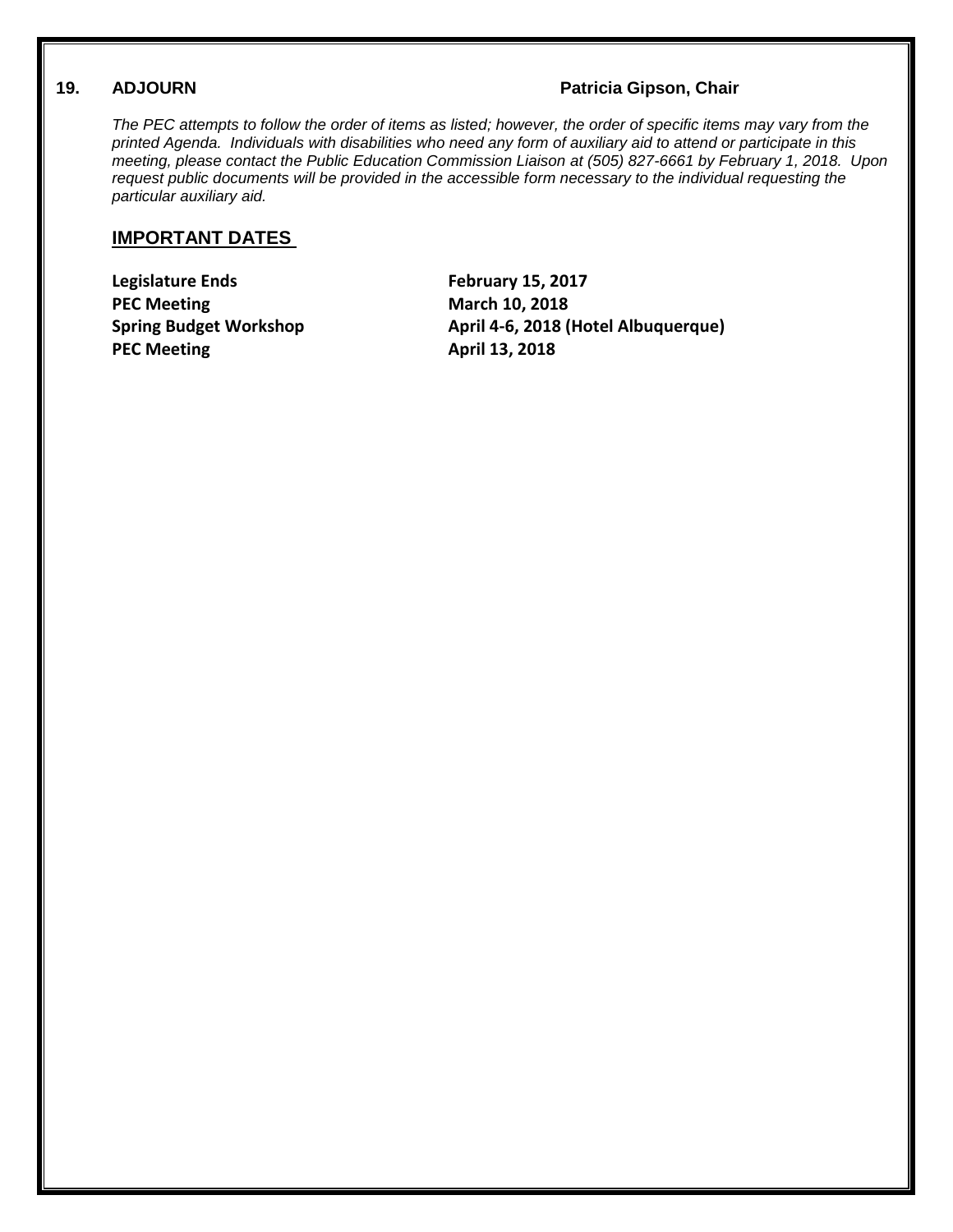**19. ADJOURN** **Patricia Gipson, Chair**

*The PEC attempts to follow the order of items as listed; however, the order of specific items may vary from the printed Agenda. Individuals with disabilities who need any form of auxiliary aid to attend or participate in this meeting, please contact the Public Education Commission Liaison at (505) 827-6661 by February 1, 2018. Upon request public documents will be provided in the accessible form necessary to the individual requesting the particular auxiliary aid.*

## IMPORTANT DATES

| | |
|---|---|
| **Legislature Ends** | **February 15, 2017** |
| **PEC Meeting** | **March 10, 2018** |
| **Spring Budget Workshop** | **April 4-6, 2018 (Hotel Albuquerque)** |
| **PEC Meeting** | **April 13, 2018** |